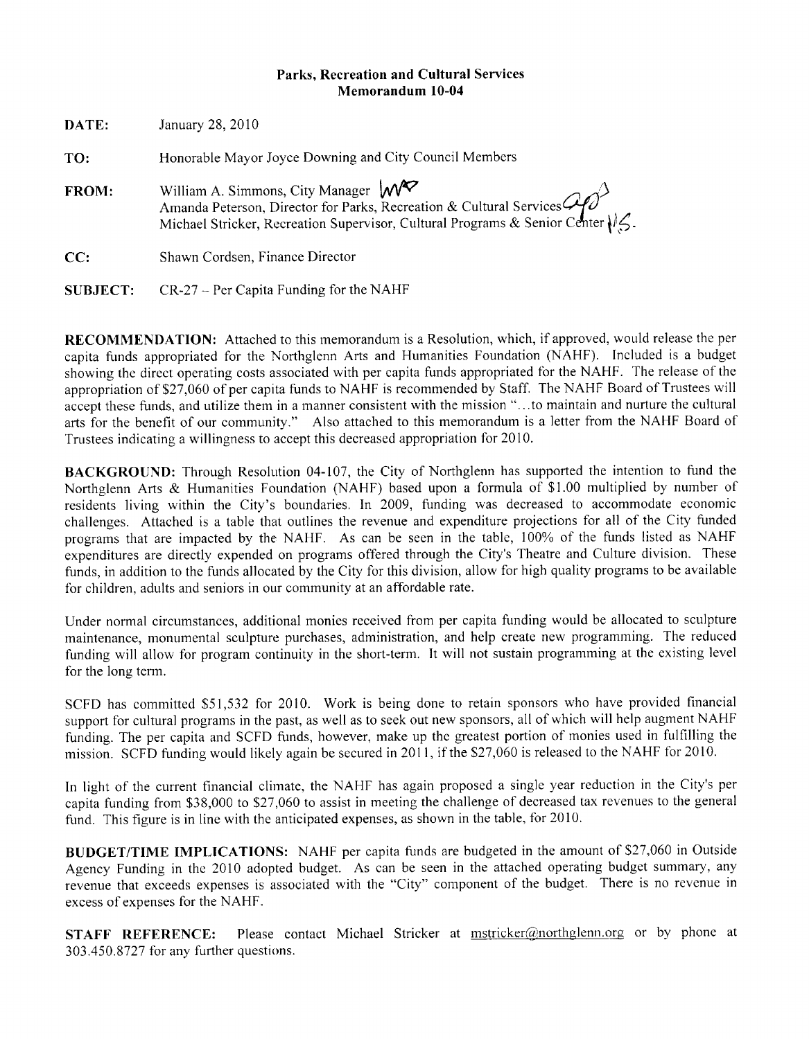**Parks, Recreation and Cultural Services**
**Memorandum 10-04**

**DATE:** January 28, 2010

**TO:** Honorable Mayor Joyce Downing and City Council Members

**FROM:** William A. Simmons, City Manager
Amanda Peterson, Director for Parks, Recreation & Cultural Services
Michael Stricker, Recreation Supervisor, Cultural Programs & Senior Center

**CC:** Shawn Cordsen, Finance Director

**SUBJECT:** CR-27 – Per Capita Funding for the NAHF

**RECOMMENDATION:** Attached to this memorandum is a Resolution, which, if approved, would release the per capita funds appropriated for the Northglenn Arts and Humanities Foundation (NAHF). Included is a budget showing the direct operating costs associated with per capita funds appropriated for the NAHF. The release of the appropriation of $27,060 of per capita funds to NAHF is recommended by Staff. The NAHF Board of Trustees will accept these funds, and utilize them in a manner consistent with the mission "…to maintain and nurture the cultural arts for the benefit of our community." Also attached to this memorandum is a letter from the NAHF Board of Trustees indicating a willingness to accept this decreased appropriation for 2010.

**BACKGROUND:** Through Resolution 04-107, the City of Northglenn has supported the intention to fund the Northglenn Arts & Humanities Foundation (NAHF) based upon a formula of $1.00 multiplied by number of residents living within the City's boundaries. In 2009, funding was decreased to accommodate economic challenges. Attached is a table that outlines the revenue and expenditure projections for all of the City funded programs that are impacted by the NAHF. As can be seen in the table, 100% of the funds listed as NAHF expenditures are directly expended on programs offered through the City's Theatre and Culture division. These funds, in addition to the funds allocated by the City for this division, allow for high quality programs to be available for children, adults and seniors in our community at an affordable rate.

Under normal circumstances, additional monies received from per capita funding would be allocated to sculpture maintenance, monumental sculpture purchases, administration, and help create new programming. The reduced funding will allow for program continuity in the short-term. It will not sustain programming at the existing level for the long term.

SCFD has committed $51,532 for 2010. Work is being done to retain sponsors who have provided financial support for cultural programs in the past, as well as to seek out new sponsors, all of which will help augment NAHF funding. The per capita and SCFD funds, however, make up the greatest portion of monies used in fulfilling the mission. SCFD funding would likely again be secured in 2011, if the $27,060 is released to the NAHF for 2010.

In light of the current financial climate, the NAHF has again proposed a single year reduction in the City's per capita funding from $38,000 to $27,060 to assist in meeting the challenge of decreased tax revenues to the general fund. This figure is in line with the anticipated expenses, as shown in the table, for 2010.

**BUDGET/TIME IMPLICATIONS:** NAHF per capita funds are budgeted in the amount of $27,060 in Outside Agency Funding in the 2010 adopted budget. As can be seen in the attached operating budget summary, any revenue that exceeds expenses is associated with the "City" component of the budget. There is no revenue in excess of expenses for the NAHF.

**STAFF REFERENCE:** Please contact Michael Stricker at mstricker@northglenn.org or by phone at 303.450.8727 for any further questions.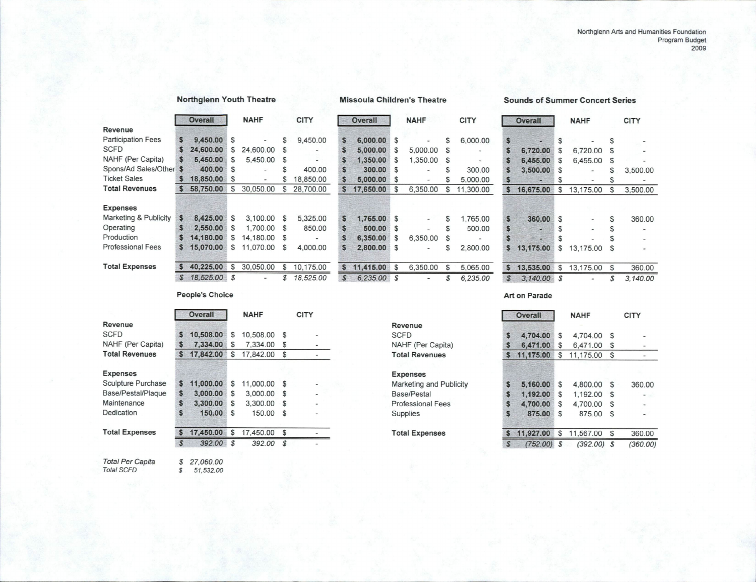Northglenn Arts and Humanities Foundation
Program Budget
2009

### Northglenn Youth Theatre

| | Overall | NAHF | CITY |
|---|---|---|---|
| **Revenue** | | | |
| Participation Fees | $ 9,450.00 | $ - | $ 9,450.00 |
| SCFD | $ 24,600.00 | $ 24,600.00 | $ - |
| NAHF (Per Capita) | $ 5,450.00 | $ 5,450.00 | $ - |
| Spons/Ad Sales/Other | $ 400.00 | $ - | $ 400.00 |
| Ticket Sales | $ 18,850.00 | $ - | $ 18,850.00 |
| **Total Revenues** | $ 58,750.00 | $ 30,050.00 | $ 28,700.00 |
| **Expenses** | | | |
| Marketing & Publicity | $ 8,425.00 | $ 3,100.00 | $ 5,325.00 |
| Operating | $ 2,550.00 | $ 1,700.00 | $ 850.00 |
| Production | $ 14,180.00 | $ 14,180.00 | $ - |
| Professional Fees | $ 15,070.00 | $ 11,070.00 | $ 4,000.00 |
| **Total Expenses** | $ 40,225.00 | $ 30,050.00 | $ 10,175.00 |
| | *$ 18,525.00* | *$ -* | *$ 18,525.00* |

### Missoula Children's Theatre

| | Overall | NAHF | CITY |
|---|---|---|---|
| **Revenue** | | | |
| Participation Fees | $ 6,000.00 | $ - | $ 6,000.00 |
| SCFD | $ 5,000.00 | $ 5,000.00 | $ - |
| NAHF (Per Capita) | $ 1,350.00 | $ 1,350.00 | $ - |
| Spons/Ad Sales/Other | $ 300.00 | $ - | $ 300.00 |
| Ticket Sales | $ 5,000.00 | $ - | $ 5,000.00 |
| **Total Revenues** | $ 17,650.00 | $ 6,350.00 | $ 11,300.00 |
| **Expenses** | | | |
| Marketing & Publicity | $ 1,765.00 | $ - | $ 1,765.00 |
| Operating | $ 500.00 | $ - | $ 500.00 |
| Production | $ 6,350.00 | $ 6,350.00 | $ - |
| Professional Fees | $ 2,800.00 | $ - | $ 2,800.00 |
| **Total Expenses** | $ 11,415.00 | $ 6,350.00 | $ 5,065.00 |
| | *$ 6,235.00* | *$ -* | *$ 6,235.00* |

### Sounds of Summer Concert Series

| | Overall | NAHF | CITY |
|---|---|---|---|
| **Revenue** | | | |
| Participation Fees | $ - | $ - | $ - |
| SCFD | $ 6,720.00 | $ 6,720.00 | $ - |
| NAHF (Per Capita) | $ 6,455.00 | $ 6,455.00 | $ - |
| Spons/Ad Sales/Other | $ 3,500.00 | $ - | $ 3,500.00 |
| Ticket Sales | $ - | $ - | $ - |
| **Total Revenues** | $ 16,675.00 | $ 13,175.00 | $ 3,500.00 |
| **Expenses** | | | |
| Marketing & Publicity | $ 360.00 | $ - | $ 360.00 |
| Operating | $ - | $ - | $ - |
| Production | $ - | $ - | $ - |
| Professional Fees | $ 13,175.00 | $ 13,175.00 | $ - |
| **Total Expenses** | $ 13,535.00 | $ 13,175.00 | $ 360.00 |
| | *$ 3,140.00* | *$ -* | *$ 3,140.00* |

### People's Choice

| | Overall | NAHF | CITY |
|---|---|---|---|
| **Revenue** | | | |
| SCFD | $ 10,508.00 | $ 10,508.00 | $ - |
| NAHF (Per Capita) | $ 7,334.00 | $ 7,334.00 | $ - |
| **Total Revenues** | $ 17,842.00 | $ 17,842.00 | $ - |
| **Expenses** | | | |
| Sculpture Purchase | $ 11,000.00 | $ 11,000.00 | $ - |
| Base/Pestal/Plaque | $ 3,000.00 | $ 3,000.00 | $ - |
| Maintenance | $ 3,300.00 | $ 3,300.00 | $ - |
| Dedication | $ 150.00 | $ 150.00 | $ - |
| **Total Expenses** | $ 17,450.00 | $ 17,450.00 | $ - |
| | *$ 392.00* | *$ 392.00* | *$ -* |

*Total Per Capita* $ 27,060.00
*Total SCFD* $ 51,532.00

### Art on Parade

| | Overall | NAHF | CITY |
|---|---|---|---|
| **Revenue** | | | |
| SCFD | $ 4,704.00 | $ 4,704.00 | $ - |
| NAHF (Per Capita) | $ 6,471.00 | $ 6,471.00 | $ - |
| **Total Revenues** | $ 11,175.00 | $ 11,175.00 | $ - |
| **Expenses** | | | |
| Marketing and Publicity | $ 5,160.00 | $ 4,800.00 | $ 360.00 |
| Base/Pestal | $ 1,192.00 | $ 1,192.00 | $ - |
| Professional Fees | $ 4,700.00 | $ 4,700.00 | $ - |
| Supplies | $ 875.00 | $ 875.00 | $ - |
| **Total Expenses** | $ 11,927.00 | $ 11,567.00 | $ 360.00 |
| | *$ (752.00)* | *$ (392.00)* | *$ (360.00)* |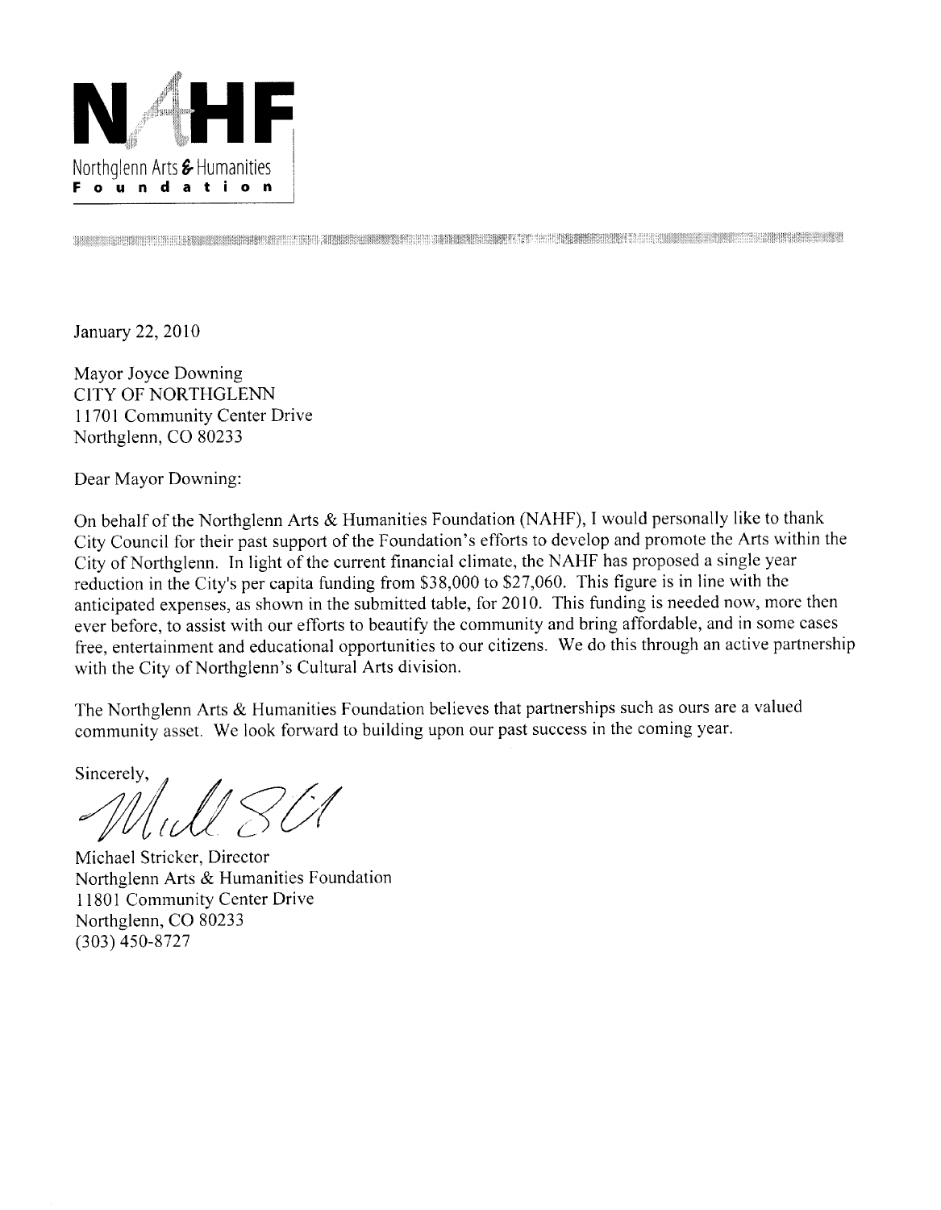**NAHF**

Northglenn Arts & Humanities Foundation

January 22, 2010

Mayor Joyce Downing
CITY OF NORTHGLENN
11701 Community Center Drive
Northglenn, CO 80233

Dear Mayor Downing:

On behalf of the Northglenn Arts & Humanities Foundation (NAHF), I would personally like to thank City Council for their past support of the Foundation's efforts to develop and promote the Arts within the City of Northglenn. In light of the current financial climate, the NAHF has proposed a single year reduction in the City's per capita funding from $38,000 to $27,060. This figure is in line with the anticipated expenses, as shown in the submitted table, for 2010. This funding is needed now, more then ever before, to assist with our efforts to beautify the community and bring affordable, and in some cases free, entertainment and educational opportunities to our citizens. We do this through an active partnership with the City of Northglenn's Cultural Arts division.

The Northglenn Arts & Humanities Foundation believes that partnerships such as ours are a valued community asset. We look forward to building upon our past success in the coming year.

Sincerely,

Michael Stricker, Director
Northglenn Arts & Humanities Foundation
11801 Community Center Drive
Northglenn, CO 80233
(303) 450-8727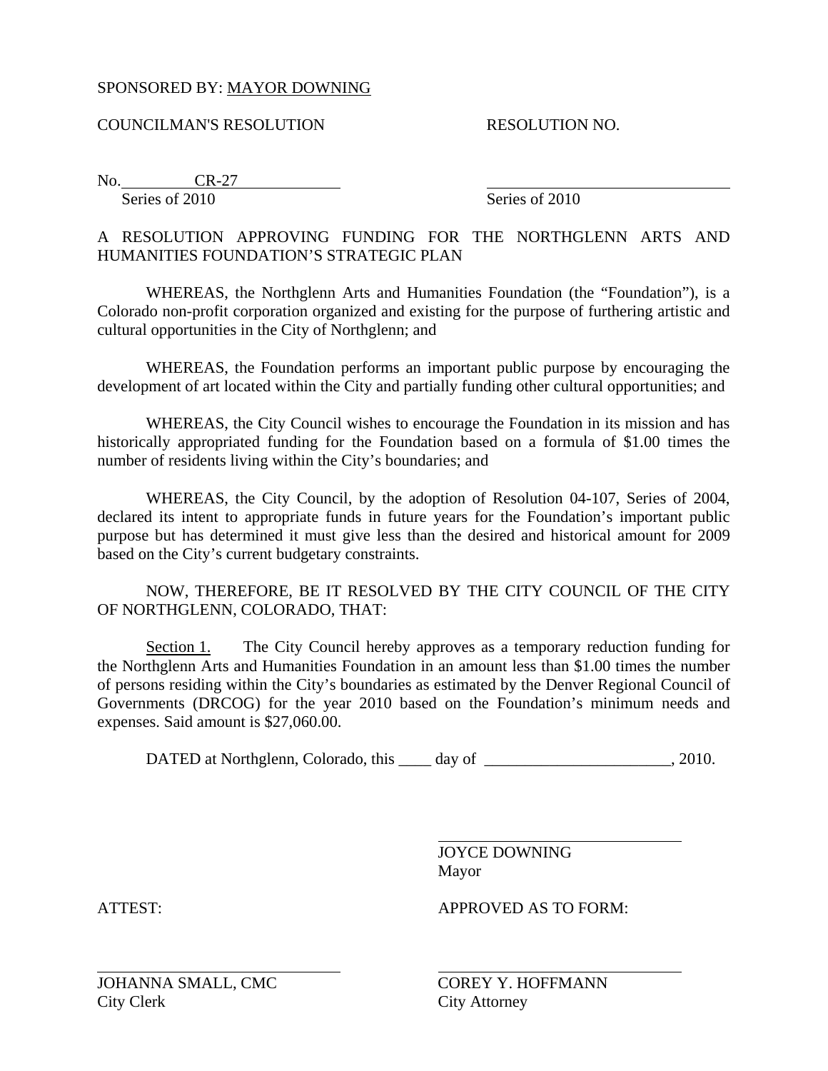SPONSORED BY: <u>MAYOR DOWNING</u>

COUNCILMAN'S RESOLUTION

No. CR-27
Series of 2010

RESOLUTION NO.

______________________________
Series of 2010

A RESOLUTION APPROVING FUNDING FOR THE NORTHGLENN ARTS AND HUMANITIES FOUNDATION'S STRATEGIC PLAN

WHEREAS, the Northglenn Arts and Humanities Foundation (the "Foundation"), is a Colorado non-profit corporation organized and existing for the purpose of furthering artistic and cultural opportunities in the City of Northglenn; and

WHEREAS, the Foundation performs an important public purpose by encouraging the development of art located within the City and partially funding other cultural opportunities; and

WHEREAS, the City Council wishes to encourage the Foundation in its mission and has historically appropriated funding for the Foundation based on a formula of $1.00 times the number of residents living within the City's boundaries; and

WHEREAS, the City Council, by the adoption of Resolution 04-107, Series of 2004, declared its intent to appropriate funds in future years for the Foundation's important public purpose but has determined it must give less than the desired and historical amount for 2009 based on the City's current budgetary constraints.

NOW, THEREFORE, BE IT RESOLVED BY THE CITY COUNCIL OF THE CITY OF NORTHGLENN, COLORADO, THAT:

<u>Section 1.</u> The City Council hereby approves as a temporary reduction funding for the Northglenn Arts and Humanities Foundation in an amount less than $1.00 times the number of persons residing within the City's boundaries as estimated by the Denver Regional Council of Governments (DRCOG) for the year 2010 based on the Foundation's minimum needs and expenses. Said amount is $27,060.00.

DATED at Northglenn, Colorado, this ____ day of _______________________, 2010.

______________________________
JOYCE DOWNING
Mayor

ATTEST:

______________________________
JOHANNA SMALL, CMC
City Clerk

APPROVED AS TO FORM:

______________________________
COREY Y. HOFFMANN
City Attorney